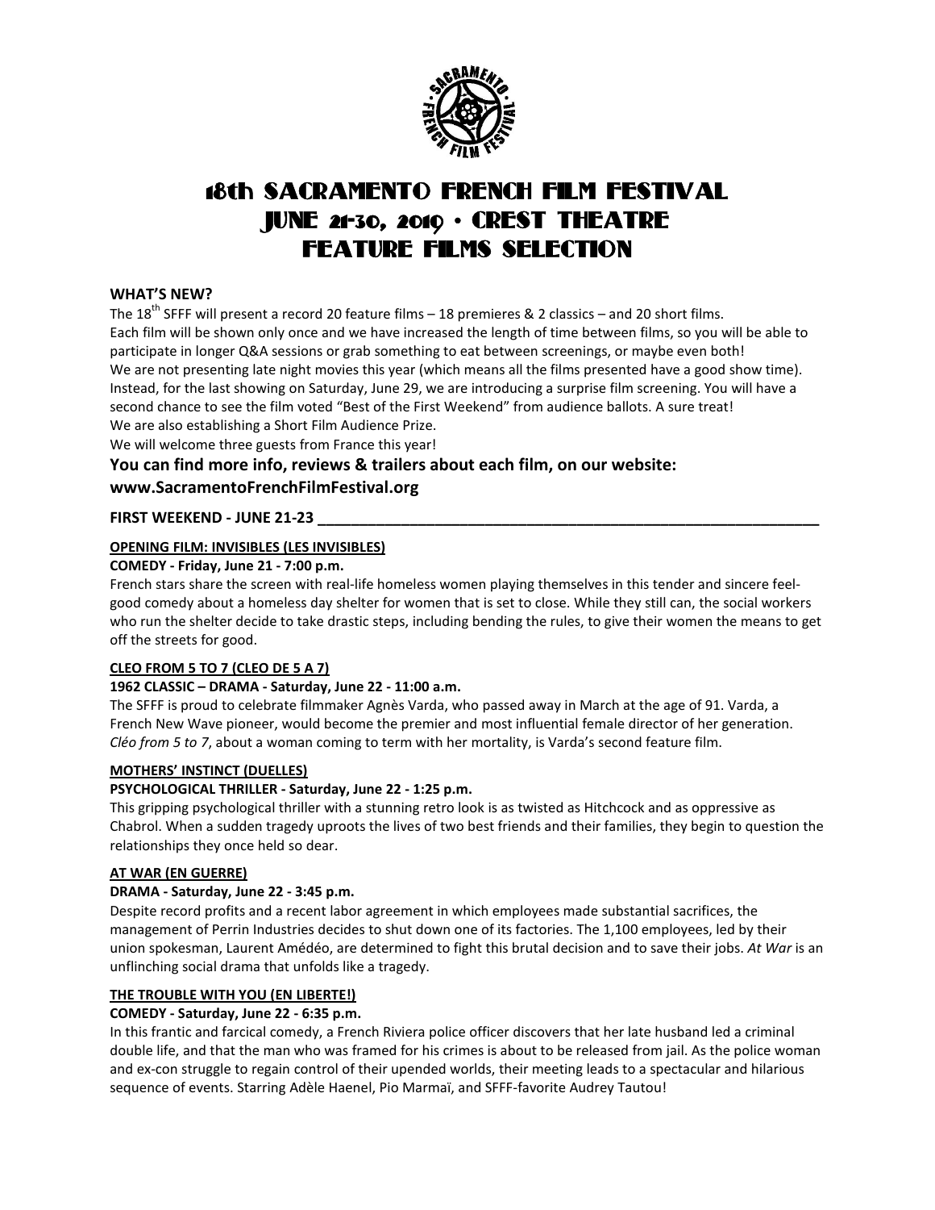# 18th SACRAMENTO FRENCH FILM FESTIVAL
# JUNE 21-30, 2019 • CREST THEATRE
# FEATURE FILMS SELECTION

## WHAT'S NEW?

The 18th SFFF will present a record 20 feature films – 18 premieres & 2 classics – and 20 short films.
Each film will be shown only once and we have increased the length of time between films, so you will be able to participate in longer Q&A sessions or grab something to eat between screenings, or maybe even both!
We are not presenting late night movies this year (which means all the films presented have a good show time). Instead, for the last showing on Saturday, June 29, we are introducing a surprise film screening. You will have a second chance to see the film voted "Best of the First Weekend" from audience ballots. A sure treat!
We are also establishing a Short Film Audience Prize.
We will welcome three guests from France this year!

**You can find more info, reviews & trailers about each film, on our website: www.SacramentoFrenchFilmFestival.org**

## FIRST WEEKEND - JUNE 21-23

### OPENING FILM: INVISIBLES (LES INVISIBLES)

**COMEDY - Friday, June 21 - 7:00 p.m.**

French stars share the screen with real-life homeless women playing themselves in this tender and sincere feel-good comedy about a homeless day shelter for women that is set to close. While they still can, the social workers who run the shelter decide to take drastic steps, including bending the rules, to give their women the means to get off the streets for good.

### CLEO FROM 5 TO 7 (CLEO DE 5 A 7)

**1962 CLASSIC – DRAMA - Saturday, June 22 - 11:00 a.m.**

The SFFF is proud to celebrate filmmaker Agnès Varda, who passed away in March at the age of 91. Varda, a French New Wave pioneer, would become the premier and most influential female director of her generation. *Cléo from 5 to 7*, about a woman coming to term with her mortality, is Varda's second feature film.

### MOTHERS' INSTINCT (DUELLES)

**PSYCHOLOGICAL THRILLER - Saturday, June 22 - 1:25 p.m.**

This gripping psychological thriller with a stunning retro look is as twisted as Hitchcock and as oppressive as Chabrol. When a sudden tragedy uproots the lives of two best friends and their families, they begin to question the relationships they once held so dear.

### AT WAR (EN GUERRE)

**DRAMA - Saturday, June 22 - 3:45 p.m.**

Despite record profits and a recent labor agreement in which employees made substantial sacrifices, the management of Perrin Industries decides to shut down one of its factories. The 1,100 employees, led by their union spokesman, Laurent Amédéo, are determined to fight this brutal decision and to save their jobs. *At War* is an unflinching social drama that unfolds like a tragedy.

### THE TROUBLE WITH YOU (EN LIBERTE!)

**COMEDY - Saturday, June 22 - 6:35 p.m.**

In this frantic and farcical comedy, a French Riviera police officer discovers that her late husband led a criminal double life, and that the man who was framed for his crimes is about to be released from jail. As the police woman and ex-con struggle to regain control of their upended worlds, their meeting leads to a spectacular and hilarious sequence of events. Starring Adèle Haenel, Pio Marmaï, and SFFF-favorite Audrey Tautou!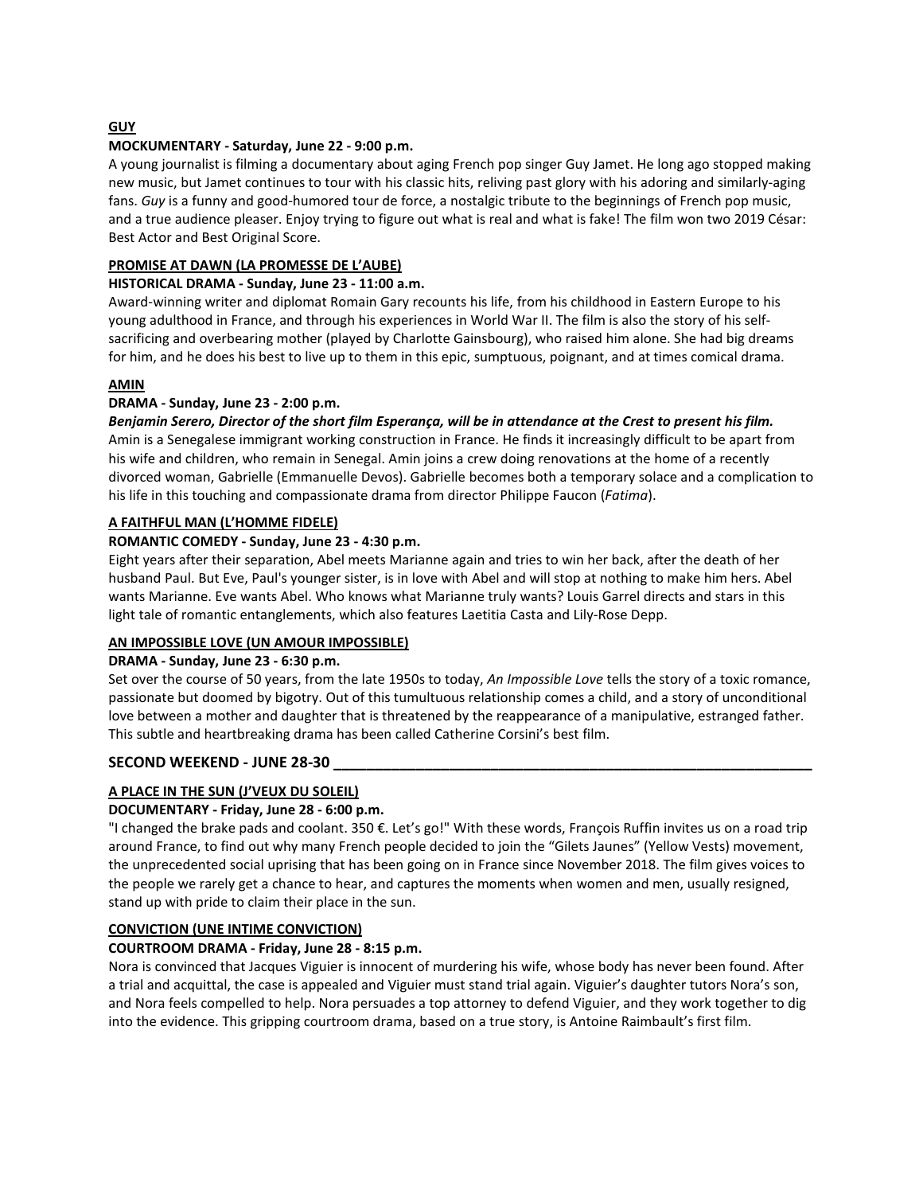**GUY**

**MOCKUMENTARY - Saturday, June 22 - 9:00 p.m.**

A young journalist is filming a documentary about aging French pop singer Guy Jamet. He long ago stopped making new music, but Jamet continues to tour with his classic hits, reliving past glory with his adoring and similarly-aging fans. *Guy* is a funny and good-humored tour de force, a nostalgic tribute to the beginnings of French pop music, and a true audience pleaser. Enjoy trying to figure out what is real and what is fake! The film won two 2019 César: Best Actor and Best Original Score.

**PROMISE AT DAWN (LA PROMESSE DE L'AUBE)**

**HISTORICAL DRAMA - Sunday, June 23 - 11:00 a.m.**

Award-winning writer and diplomat Romain Gary recounts his life, from his childhood in Eastern Europe to his young adulthood in France, and through his experiences in World War II. The film is also the story of his self-sacrificing and overbearing mother (played by Charlotte Gainsbourg), who raised him alone. She had big dreams for him, and he does his best to live up to them in this epic, sumptuous, poignant, and at times comical drama.

**AMIN**

**DRAMA - Sunday, June 23 - 2:00 p.m.**

***Benjamin Serero, Director of the short film Esperança, will be in attendance at the Crest to present his film.***

Amin is a Senegalese immigrant working construction in France. He finds it increasingly difficult to be apart from his wife and children, who remain in Senegal. Amin joins a crew doing renovations at the home of a recently divorced woman, Gabrielle (Emmanuelle Devos). Gabrielle becomes both a temporary solace and a complication to his life in this touching and compassionate drama from director Philippe Faucon (*Fatima*).

**A FAITHFUL MAN (L'HOMME FIDELE)**

**ROMANTIC COMEDY - Sunday, June 23 - 4:30 p.m.**

Eight years after their separation, Abel meets Marianne again and tries to win her back, after the death of her husband Paul. But Eve, Paul's younger sister, is in love with Abel and will stop at nothing to make him hers. Abel wants Marianne. Eve wants Abel. Who knows what Marianne truly wants? Louis Garrel directs and stars in this light tale of romantic entanglements, which also features Laetitia Casta and Lily-Rose Depp.

**AN IMPOSSIBLE LOVE (UN AMOUR IMPOSSIBLE)**

**DRAMA - Sunday, June 23 - 6:30 p.m.**

Set over the course of 50 years, from the late 1950s to today, *An Impossible Love* tells the story of a toxic romance, passionate but doomed by bigotry. Out of this tumultuous relationship comes a child, and a story of unconditional love between a mother and daughter that is threatened by the reappearance of a manipulative, estranged father. This subtle and heartbreaking drama has been called Catherine Corsini's best film.

## SECOND WEEKEND - JUNE 28-30

**A PLACE IN THE SUN (J'VEUX DU SOLEIL)**

**DOCUMENTARY - Friday, June 28 - 6:00 p.m.**

"I changed the brake pads and coolant. 350 €. Let's go!" With these words, François Ruffin invites us on a road trip around France, to find out why many French people decided to join the "Gilets Jaunes" (Yellow Vests) movement, the unprecedented social uprising that has been going on in France since November 2018. The film gives voices to the people we rarely get a chance to hear, and captures the moments when women and men, usually resigned, stand up with pride to claim their place in the sun.

**CONVICTION (UNE INTIME CONVICTION)**

**COURTROOM DRAMA - Friday, June 28 - 8:15 p.m.**

Nora is convinced that Jacques Viguier is innocent of murdering his wife, whose body has never been found. After a trial and acquittal, the case is appealed and Viguier must stand trial again. Viguier's daughter tutors Nora's son, and Nora feels compelled to help. Nora persuades a top attorney to defend Viguier, and they work together to dig into the evidence. This gripping courtroom drama, based on a true story, is Antoine Raimbault's first film.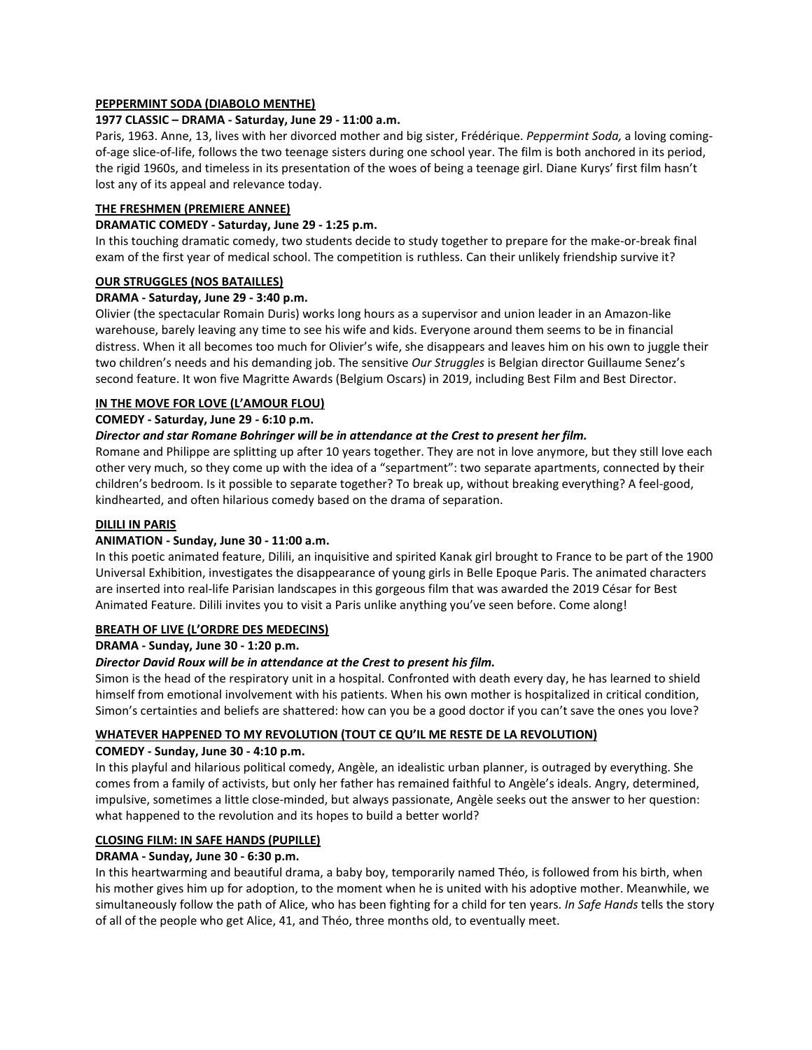**PEPPERMINT SODA (DIABOLO MENTHE)**

**1977 CLASSIC – DRAMA - Saturday, June 29 - 11:00 a.m.**

Paris, 1963. Anne, 13, lives with her divorced mother and big sister, Frédérique. *Peppermint Soda,* a loving coming-of-age slice-of-life, follows the two teenage sisters during one school year. The film is both anchored in its period, the rigid 1960s, and timeless in its presentation of the woes of being a teenage girl. Diane Kurys' first film hasn't lost any of its appeal and relevance today.

**THE FRESHMEN (PREMIERE ANNEE)**

**DRAMATIC COMEDY - Saturday, June 29 - 1:25 p.m.**

In this touching dramatic comedy, two students decide to study together to prepare for the make-or-break final exam of the first year of medical school. The competition is ruthless. Can their unlikely friendship survive it?

**OUR STRUGGLES (NOS BATAILLES)**

**DRAMA - Saturday, June 29 - 3:40 p.m.**

Olivier (the spectacular Romain Duris) works long hours as a supervisor and union leader in an Amazon-like warehouse, barely leaving any time to see his wife and kids. Everyone around them seems to be in financial distress. When it all becomes too much for Olivier's wife, she disappears and leaves him on his own to juggle their two children's needs and his demanding job. The sensitive *Our Struggles* is Belgian director Guillaume Senez's second feature. It won five Magritte Awards (Belgium Oscars) in 2019, including Best Film and Best Director.

**IN THE MOVE FOR LOVE (L'AMOUR FLOU)**

**COMEDY - Saturday, June 29 - 6:10 p.m.**

***Director and star Romane Bohringer will be in attendance at the Crest to present her film.***

Romane and Philippe are splitting up after 10 years together. They are not in love anymore, but they still love each other very much, so they come up with the idea of a "separtment": two separate apartments, connected by their children's bedroom. Is it possible to separate together? To break up, without breaking everything? A feel-good, kindhearted, and often hilarious comedy based on the drama of separation.

**DILILI IN PARIS**

**ANIMATION - Sunday, June 30 - 11:00 a.m.**

In this poetic animated feature, Dilili, an inquisitive and spirited Kanak girl brought to France to be part of the 1900 Universal Exhibition, investigates the disappearance of young girls in Belle Epoque Paris. The animated characters are inserted into real-life Parisian landscapes in this gorgeous film that was awarded the 2019 César for Best Animated Feature. Dilili invites you to visit a Paris unlike anything you've seen before. Come along!

**BREATH OF LIVE (L'ORDRE DES MEDECINS)**

**DRAMA - Sunday, June 30 - 1:20 p.m.**

***Director David Roux will be in attendance at the Crest to present his film.***

Simon is the head of the respiratory unit in a hospital. Confronted with death every day, he has learned to shield himself from emotional involvement with his patients. When his own mother is hospitalized in critical condition, Simon's certainties and beliefs are shattered: how can you be a good doctor if you can't save the ones you love?

**WHATEVER HAPPENED TO MY REVOLUTION (TOUT CE QU'IL ME RESTE DE LA REVOLUTION)**

**COMEDY - Sunday, June 30 - 4:10 p.m.**

In this playful and hilarious political comedy, Angèle, an idealistic urban planner, is outraged by everything. She comes from a family of activists, but only her father has remained faithful to Angèle's ideals. Angry, determined, impulsive, sometimes a little close-minded, but always passionate, Angèle seeks out the answer to her question: what happened to the revolution and its hopes to build a better world?

**CLOSING FILM: IN SAFE HANDS (PUPILLE)**

**DRAMA - Sunday, June 30 - 6:30 p.m.**

In this heartwarming and beautiful drama, a baby boy, temporarily named Théo, is followed from his birth, when his mother gives him up for adoption, to the moment when he is united with his adoptive mother. Meanwhile, we simultaneously follow the path of Alice, who has been fighting for a child for ten years. *In Safe Hands* tells the story of all of the people who get Alice, 41, and Théo, three months old, to eventually meet.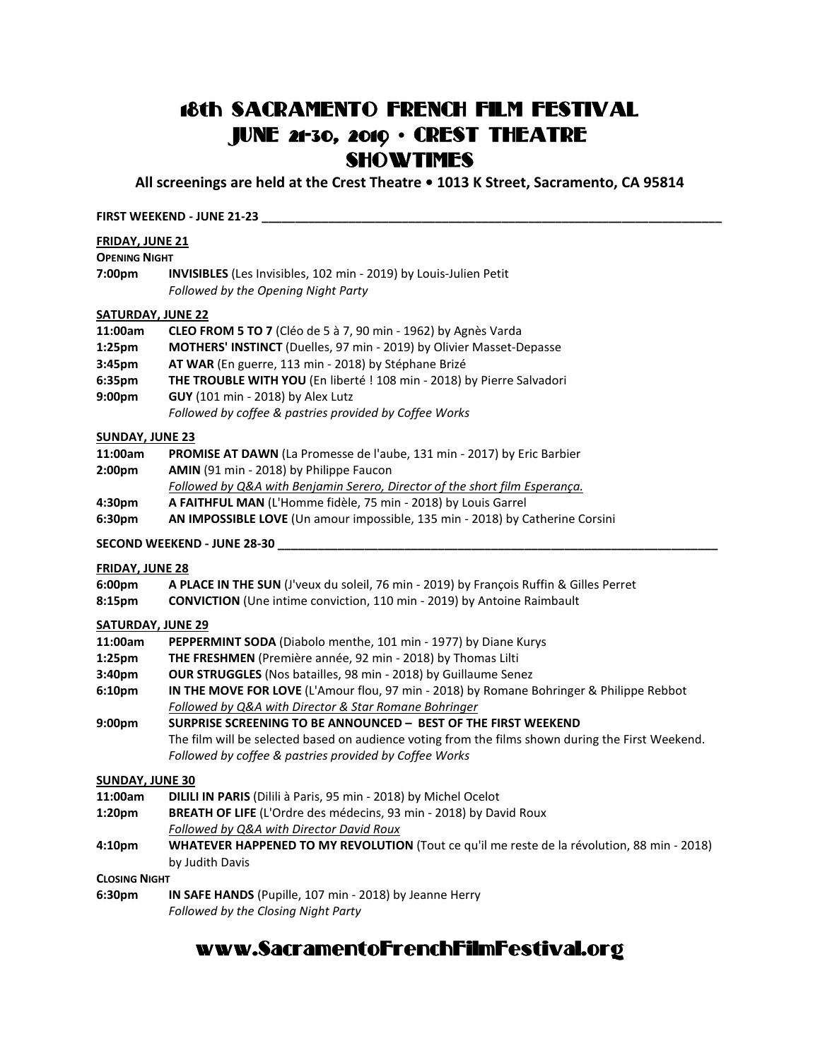# 18th SACRAMENTO FRENCH FILM FESTIVAL
# JUNE 21-30, 2019 • CREST THEATRE
# SHOWTIMES

**All screenings are held at the Crest Theatre • 1013 K Street, Sacramento, CA 95814**

## FIRST WEEKEND - JUNE 21-23

### FRIDAY, JUNE 21

**OPENING NIGHT**

**7:00pm** **INVISIBLES** (Les Invisibles, 102 min - 2019) by Louis-Julien Petit
*Followed by the Opening Night Party*

### SATURDAY, JUNE 22

**11:00am** **CLEO FROM 5 TO 7** (Cléo de 5 à 7, 90 min - 1962) by Agnès Varda

**1:25pm** **MOTHERS' INSTINCT** (Duelles, 97 min - 2019) by Olivier Masset-Depasse

**3:45pm** **AT WAR** (En guerre, 113 min - 2018) by Stéphane Brizé

**6:35pm** **THE TROUBLE WITH YOU** (En liberté ! 108 min - 2018) by Pierre Salvadori

**9:00pm** **GUY** (101 min - 2018) by Alex Lutz
*Followed by coffee & pastries provided by Coffee Works*

### SUNDAY, JUNE 23

**11:00am** **PROMISE AT DAWN** (La Promesse de l'aube, 131 min - 2017) by Eric Barbier

**2:00pm** **AMIN** (91 min - 2018) by Philippe Faucon
*Followed by Q&A with Benjamin Serero, Director of the short film Esperança.*

**4:30pm** **A FAITHFUL MAN** (L'Homme fidèle, 75 min - 2018) by Louis Garrel

**6:30pm** **AN IMPOSSIBLE LOVE** (Un amour impossible, 135 min - 2018) by Catherine Corsini

## SECOND WEEKEND - JUNE 28-30

### FRIDAY, JUNE 28

**6:00pm** **A PLACE IN THE SUN** (J'veux du soleil, 76 min - 2019) by François Ruffin & Gilles Perret

**8:15pm** **CONVICTION** (Une intime conviction, 110 min - 2019) by Antoine Raimbault

### SATURDAY, JUNE 29

**11:00am** **PEPPERMINT SODA** (Diabolo menthe, 101 min - 1977) by Diane Kurys

**1:25pm** **THE FRESHMEN** (Première année, 92 min - 2018) by Thomas Lilti

**3:40pm** **OUR STRUGGLES** (Nos batailles, 98 min - 2018) by Guillaume Senez

**6:10pm** **IN THE MOVE FOR LOVE** (L'Amour flou, 97 min - 2018) by Romane Bohringer & Philippe Rebbot
*Followed by Q&A with Director & Star Romane Bohringer*

**9:00pm** **SURPRISE SCREENING TO BE ANNOUNCED – BEST OF THE FIRST WEEKEND**
The film will be selected based on audience voting from the films shown during the First Weekend.
*Followed by coffee & pastries provided by Coffee Works*

### SUNDAY, JUNE 30

**11:00am** **DILILI IN PARIS** (Dilili à Paris, 95 min - 2018) by Michel Ocelot

**1:20pm** **BREATH OF LIFE** (L'Ordre des médecins, 93 min - 2018) by David Roux
*Followed by Q&A with Director David Roux*

**4:10pm** **WHATEVER HAPPENED TO MY REVOLUTION** (Tout ce qu'il me reste de la révolution, 88 min - 2018) by Judith Davis

**CLOSING NIGHT**

**6:30pm** **IN SAFE HANDS** (Pupille, 107 min - 2018) by Jeanne Herry
*Followed by the Closing Night Party*

## www.SacramentoFrenchFilmFestival.org